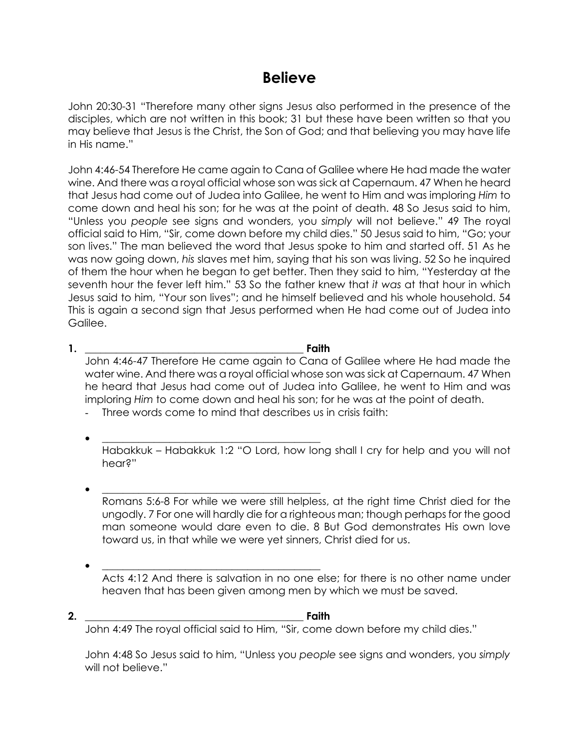# Believe

John 20:30-31 "Therefore many other signs Jesus also performed in the presence of the disciples, which are not written in this book; 31 but these have been written so that you may believe that Jesus is the Christ, the Son of God; and that believing you may have life in His name."

John 4:46-54 Therefore He came again to Cana of Galilee where He had made the water wine. And there was a royal official whose son was sick at Capernaum. 47 When he heard that Jesus had come out of Judea into Galilee, he went to Him and was imploring *Him* to come down and heal his son; for he was at the point of death. 48 So Jesus said to him, "Unless you *people* see signs and wonders, you *simply* will not believe." 49 The royal official said to Him, "Sir, come down before my child dies." 50 Jesus said to him, "Go; your son lives." The man believed the word that Jesus spoke to him and started off. 51 As he was now going down, *his* slaves met him, saying that his son was living. 52 So he inquired of them the hour when he began to get better. Then they said to him, "Yesterday at the seventh hour the fever left him." 53 So the father knew that *it was* at that hour in which Jesus said to him, "Your son lives"; and he himself believed and his whole household. 54 This is again a second sign that Jesus performed when He had come out of Judea into Galilee.

**1. ________________________________________ Faith**

John 4:46-47 Therefore He came again to Cana of Galilee where He had made the water wine. And there was a royal official whose son was sick at Capernaum. 47 When he heard that Jesus had come out of Judea into Galilee, he went to Him and was imploring *Him* to come down and heal his son; for he was at the point of death.

- Three words come to mind that describes us in crisis faith:

- ________________________________________
  Habakkuk – Habakkuk 1:2 "O Lord, how long shall I cry for help and you will not hear?"

- ________________________________________
  Romans 5:6-8 For while we were still helpless, at the right time Christ died for the ungodly. 7 For one will hardly die for a righteous man; though perhaps for the good man someone would dare even to die. 8 But God demonstrates His own love toward us, in that while we were yet sinners, Christ died for us.

- ________________________________________
  Acts 4:12 And there is salvation in no one else; for there is no other name under heaven that has been given among men by which we must be saved.

**2. ________________________________________ Faith**

John 4:49 The royal official said to Him, "Sir, come down before my child dies."

John 4:48 So Jesus said to him, "Unless you *people* see signs and wonders, you *simply* will not believe."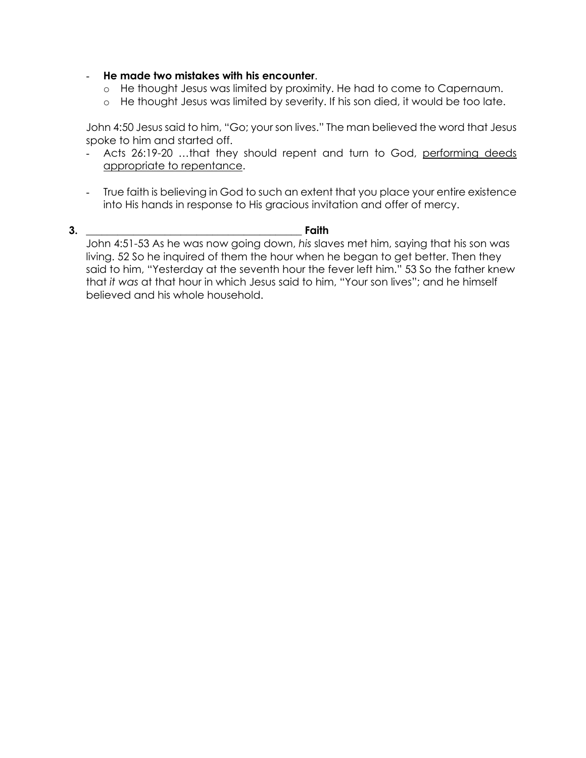- **He made two mistakes with his encounter**.
    - He thought Jesus was limited by proximity. He had to come to Capernaum.
    - He thought Jesus was limited by severity. If his son died, it would be too late.

John 4:50 Jesus said to him, "Go; your son lives." The man believed the word that Jesus spoke to him and started off.

- Acts 26:19-20 …that they should repent and turn to God, <u>performing deeds appropriate to repentance</u>.

- True faith is believing in God to such an extent that you place your entire existence into His hands in response to His gracious invitation and offer of mercy.

**3. ________________________________________ Faith**

John 4:51-53 As he was now going down, *his* slaves met him, saying that his son was living. 52 So he inquired of them the hour when he began to get better. Then they said to him, "Yesterday at the seventh hour the fever left him." 53 So the father knew that *it was* at that hour in which Jesus said to him, "Your son lives"; and he himself believed and his whole household.